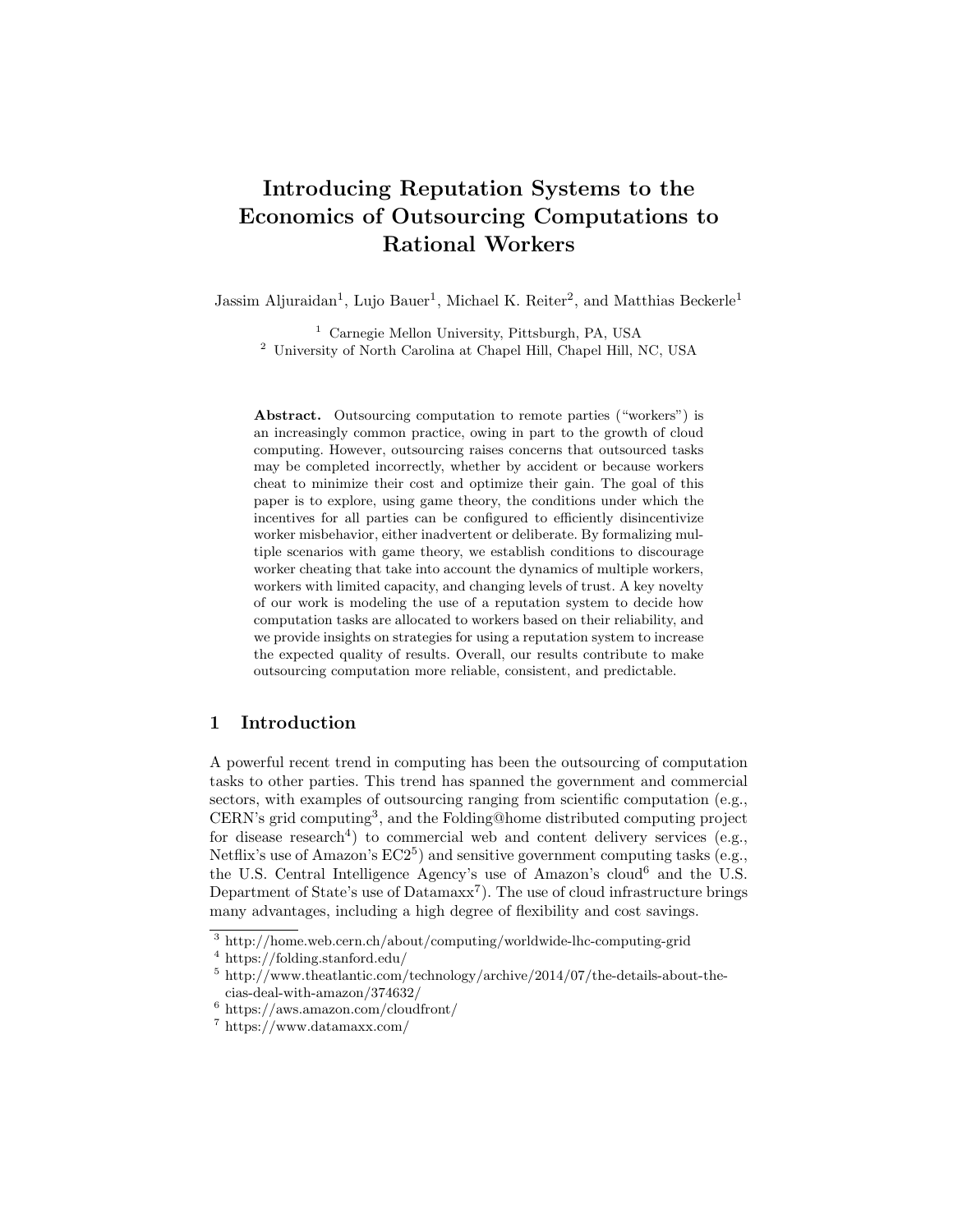# Introducing Reputation Systems to the Economics of Outsourcing Computations to Rational Workers

Jassim Aljuraidan[1], Lujo Bauer[1], Michael K. Reiter[2], and Matthias Beckerle[1]

[1] Carnegie Mellon University, Pittsburgh, PA, USA
[2] University of North Carolina at Chapel Hill, Chapel Hill, NC, USA

**Abstract.** Outsourcing computation to remote parties ("workers") is an increasingly common practice, owing in part to the growth of cloud computing. However, outsourcing raises concerns that outsourced tasks may be completed incorrectly, whether by accident or because workers cheat to minimize their cost and optimize their gain. The goal of this paper is to explore, using game theory, the conditions under which the incentives for all parties can be configured to efficiently disincentivize worker misbehavior, either inadvertent or deliberate. By formalizing multiple scenarios with game theory, we establish conditions to discourage worker cheating that take into account the dynamics of multiple workers, workers with limited capacity, and changing levels of trust. A key novelty of our work is modeling the use of a reputation system to decide how computation tasks are allocated to workers based on their reliability, and we provide insights on strategies for using a reputation system to increase the expected quality of results. Overall, our results contribute to make outsourcing computation more reliable, consistent, and predictable.

## 1 Introduction

A powerful recent trend in computing has been the outsourcing of computation tasks to other parties. This trend has spanned the government and commercial sectors, with examples of outsourcing ranging from scientific computation (e.g., CERN's grid computing[3], and the Folding@home distributed computing project for disease research[4]) to commercial web and content delivery services (e.g., Netflix's use of Amazon's EC2[5]) and sensitive government computing tasks (e.g., the U.S. Central Intelligence Agency's use of Amazon's cloud[6] and the U.S. Department of State's use of Datamaxx[7]). The use of cloud infrastructure brings many advantages, including a high degree of flexibility and cost savings.

[3] http://home.web.cern.ch/about/computing/worldwide-lhc-computing-grid
[4] https://folding.stanford.edu/
[5] http://www.theatlantic.com/technology/archive/2014/07/the-details-about-the-cias-deal-with-amazon/374632/
[6] https://aws.amazon.com/cloudfront/
[7] https://www.datamaxx.com/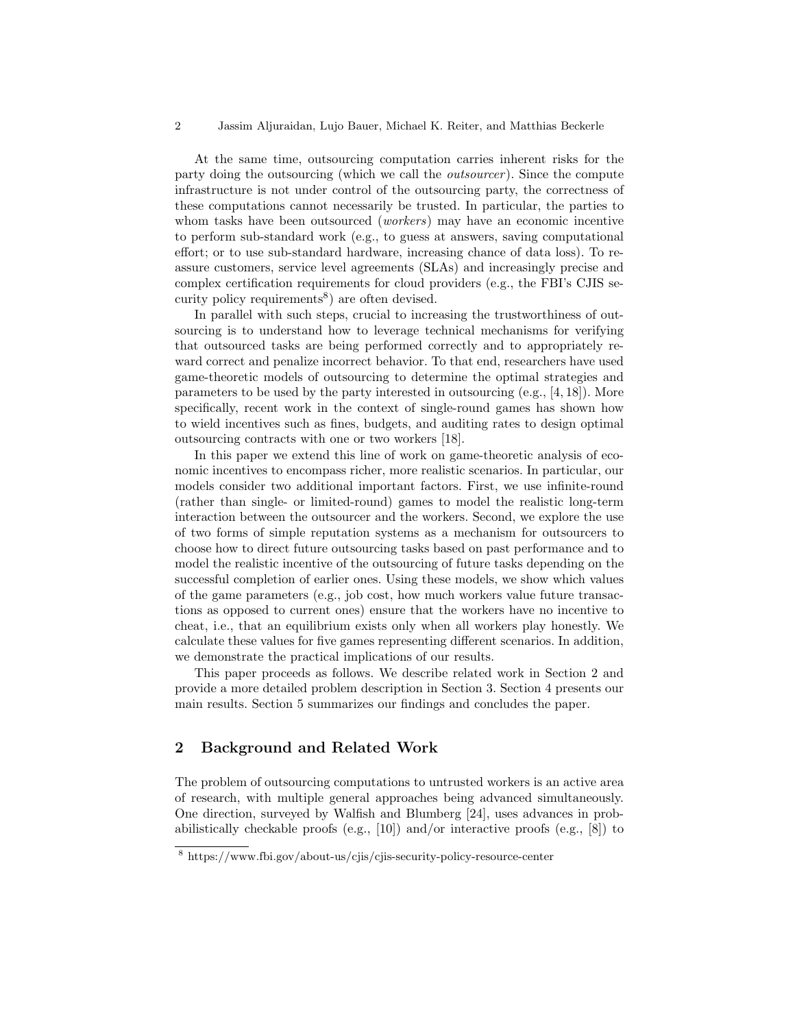At the same time, outsourcing computation carries inherent risks for the party doing the outsourcing (which we call the *outsourcer*). Since the compute infrastructure is not under control of the outsourcing party, the correctness of these computations cannot necessarily be trusted. In particular, the parties to whom tasks have been outsourced (*workers*) may have an economic incentive to perform sub-standard work (e.g., to guess at answers, saving computational effort; or to use sub-standard hardware, increasing chance of data loss). To reassure customers, service level agreements (SLAs) and increasingly precise and complex certification requirements for cloud providers (e.g., the FBI's CJIS security policy requirements[8]) are often devised.

In parallel with such steps, crucial to increasing the trustworthiness of outsourcing is to understand how to leverage technical mechanisms for verifying that outsourced tasks are being performed correctly and to appropriately reward correct and penalize incorrect behavior. To that end, researchers have used game-theoretic models of outsourcing to determine the optimal strategies and parameters to be used by the party interested in outsourcing (e.g., [4, 18]). More specifically, recent work in the context of single-round games has shown how to wield incentives such as fines, budgets, and auditing rates to design optimal outsourcing contracts with one or two workers [18].

In this paper we extend this line of work on game-theoretic analysis of economic incentives to encompass richer, more realistic scenarios. In particular, our models consider two additional important factors. First, we use infinite-round (rather than single- or limited-round) games to model the realistic long-term interaction between the outsourcer and the workers. Second, we explore the use of two forms of simple reputation systems as a mechanism for outsourcers to choose how to direct future outsourcing tasks based on past performance and to model the realistic incentive of the outsourcing of future tasks depending on the successful completion of earlier ones. Using these models, we show which values of the game parameters (e.g., job cost, how much workers value future transactions as opposed to current ones) ensure that the workers have no incentive to cheat, i.e., that an equilibrium exists only when all workers play honestly. We calculate these values for five games representing different scenarios. In addition, we demonstrate the practical implications of our results.

This paper proceeds as follows. We describe related work in Section 2 and provide a more detailed problem description in Section 3. Section 4 presents our main results. Section 5 summarizes our findings and concludes the paper.

## 2 Background and Related Work

The problem of outsourcing computations to untrusted workers is an active area of research, with multiple general approaches being advanced simultaneously. One direction, surveyed by Walfish and Blumberg [24], uses advances in probabilistically checkable proofs (e.g., [10]) and/or interactive proofs (e.g., [8]) to

[8] https://www.fbi.gov/about-us/cjis/cjis-security-policy-resource-center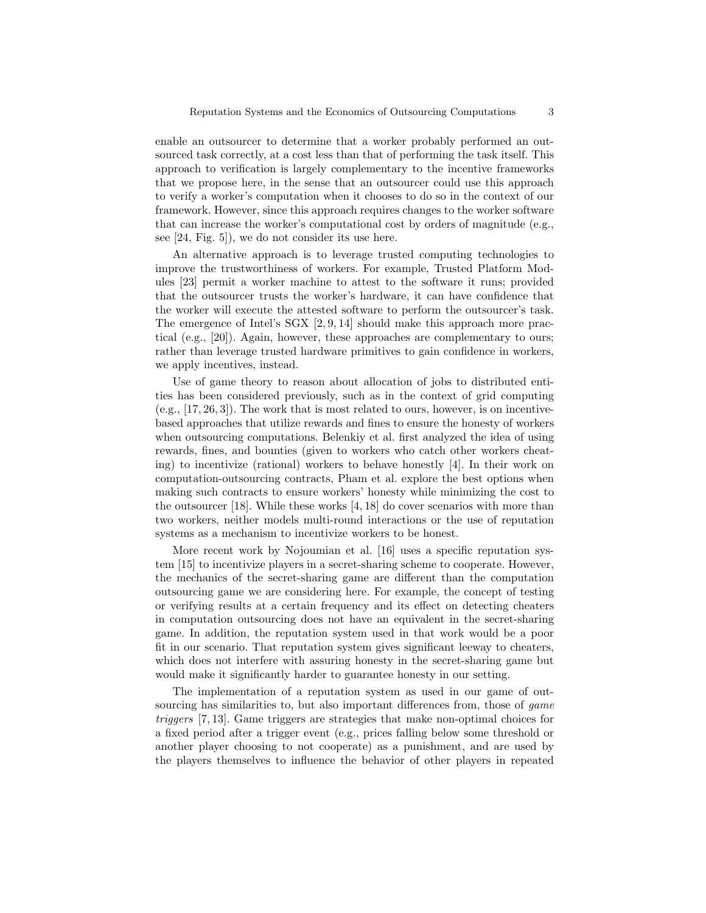enable an outsourcer to determine that a worker probably performed an outsourced task correctly, at a cost less than that of performing the task itself. This approach to verification is largely complementary to the incentive frameworks that we propose here, in the sense that an outsourcer could use this approach to verify a worker's computation when it chooses to do so in the context of our framework. However, since this approach requires changes to the worker software that can increase the worker's computational cost by orders of magnitude (e.g., see [24, Fig. 5]), we do not consider its use here.

An alternative approach is to leverage trusted computing technologies to improve the trustworthiness of workers. For example, Trusted Platform Modules [23] permit a worker machine to attest to the software it runs; provided that the outsourcer trusts the worker's hardware, it can have confidence that the worker will execute the attested software to perform the outsourcer's task. The emergence of Intel's SGX [2, 9, 14] should make this approach more practical (e.g., [20]). Again, however, these approaches are complementary to ours; rather than leverage trusted hardware primitives to gain confidence in workers, we apply incentives, instead.

Use of game theory to reason about allocation of jobs to distributed entities has been considered previously, such as in the context of grid computing (e.g., [17, 26, 3]). The work that is most related to ours, however, is on incentive-based approaches that utilize rewards and fines to ensure the honesty of workers when outsourcing computations. Belenkiy et al. first analyzed the idea of using rewards, fines, and bounties (given to workers who catch other workers cheating) to incentivize (rational) workers to behave honestly [4]. In their work on computation-outsourcing contracts, Pham et al. explore the best options when making such contracts to ensure workers' honesty while minimizing the cost to the outsourcer [18]. While these works [4, 18] do cover scenarios with more than two workers, neither models multi-round interactions or the use of reputation systems as a mechanism to incentivize workers to be honest.

More recent work by Nojoumian et al. [16] uses a specific reputation system [15] to incentivize players in a secret-sharing scheme to cooperate. However, the mechanics of the secret-sharing game are different than the computation outsourcing game we are considering here. For example, the concept of testing or verifying results at a certain frequency and its effect on detecting cheaters in computation outsourcing does not have an equivalent in the secret-sharing game. In addition, the reputation system used in that work would be a poor fit in our scenario. That reputation system gives significant leeway to cheaters, which does not interfere with assuring honesty in the secret-sharing game but would make it significantly harder to guarantee honesty in our setting.

The implementation of a reputation system as used in our game of outsourcing has similarities to, but also important differences from, those of *game triggers* [7, 13]. Game triggers are strategies that make non-optimal choices for a fixed period after a trigger event (e.g., prices falling below some threshold or another player choosing to not cooperate) as a punishment, and are used by the players themselves to influence the behavior of other players in repeated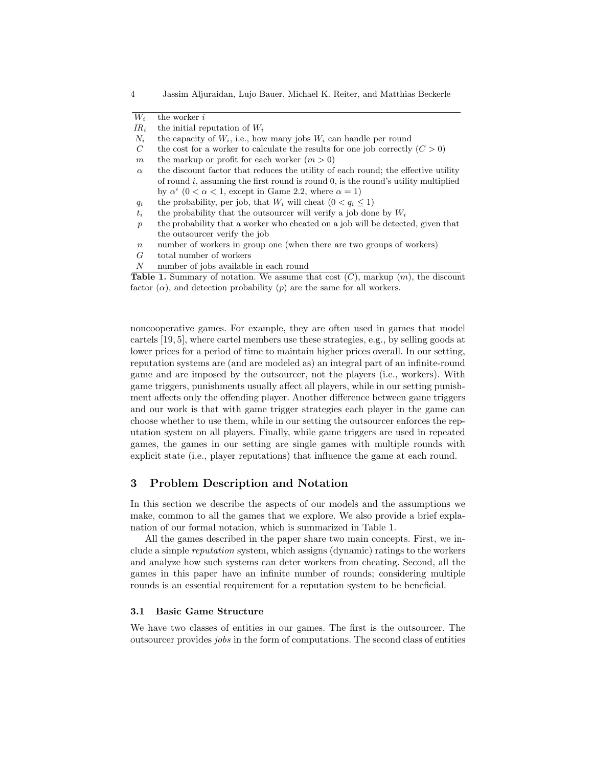| Symbol | Description |
|---|---|
| $W_i$ | the worker $i$ |
| $IR_i$ | the initial reputation of $W_i$ |
| $N_i$ | the capacity of $W_i$, i.e., how many jobs $W_i$ can handle per round |
| $C$ | the cost for a worker to calculate the results for one job correctly ($C > 0$) |
| $m$ | the markup or profit for each worker ($m > 0$) |
| $\alpha$ | the discount factor that reduces the utility of each round; the effective utility of round $i$, assuming the first round is round 0, is the round's utility multiplied by $\alpha^i$ ($0 < \alpha < 1$, except in Game 2.2, where $\alpha = 1$) |
| $q_i$ | the probability, per job, that $W_i$ will cheat ($0 < q_i \leq 1$) |
| $t_i$ | the probability that the outsourcer will verify a job done by $W_i$ |
| $p$ | the probability that a worker who cheated on a job will be detected, given that the outsourcer verify the job |
| $n$ | number of workers in group one (when there are two groups of workers) |
| $G$ | total number of workers |
| $N$ | number of jobs available in each round |

**Table 1.** Summary of notation. We assume that cost ($C$), markup ($m$), the discount factor ($\alpha$), and detection probability ($p$) are the same for all workers.

noncooperative games. For example, they are often used in games that model cartels [19, 5], where cartel members use these strategies, e.g., by selling goods at lower prices for a period of time to maintain higher prices overall. In our setting, reputation systems are (and are modeled as) an integral part of an infinite-round game and are imposed by the outsourcer, not the players (i.e., workers). With game triggers, punishments usually affect all players, while in our setting punishment affects only the offending player. Another difference between game triggers and our work is that with game trigger strategies each player in the game can choose whether to use them, while in our setting the outsourcer enforces the reputation system on all players. Finally, while game triggers are used in repeated games, the games in our setting are single games with multiple rounds with explicit state (i.e., player reputations) that influence the game at each round.

## 3 Problem Description and Notation

In this section we describe the aspects of our models and the assumptions we make, common to all the games that we explore. We also provide a brief explanation of our formal notation, which is summarized in Table 1.

All the games described in the paper share two main concepts. First, we include a simple *reputation* system, which assigns (dynamic) ratings to the workers and analyze how such systems can deter workers from cheating. Second, all the games in this paper have an infinite number of rounds; considering multiple rounds is an essential requirement for a reputation system to be beneficial.

### 3.1 Basic Game Structure

We have two classes of entities in our games. The first is the outsourcer. The outsourcer provides *jobs* in the form of computations. The second class of entities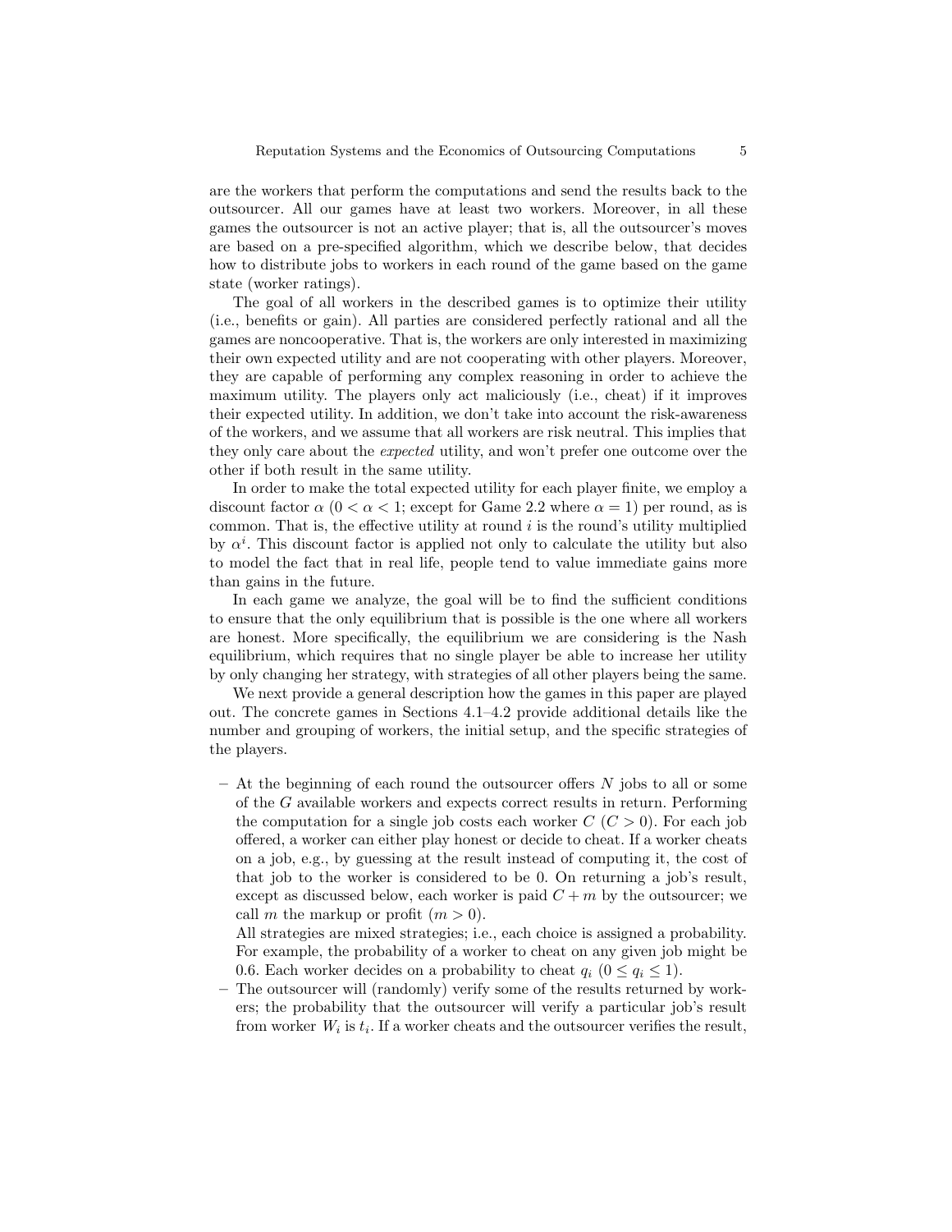are the workers that perform the computations and send the results back to the outsourcer. All our games have at least two workers. Moreover, in all these games the outsourcer is not an active player; that is, all the outsourcer's moves are based on a pre-specified algorithm, which we describe below, that decides how to distribute jobs to workers in each round of the game based on the game state (worker ratings).

The goal of all workers in the described games is to optimize their utility (i.e., benefits or gain). All parties are considered perfectly rational and all the games are noncooperative. That is, the workers are only interested in maximizing their own expected utility and are not cooperating with other players. Moreover, they are capable of performing any complex reasoning in order to achieve the maximum utility. The players only act maliciously (i.e., cheat) if it improves their expected utility. In addition, we don't take into account the risk-awareness of the workers, and we assume that all workers are risk neutral. This implies that they only care about the *expected* utility, and won't prefer one outcome over the other if both result in the same utility.

In order to make the total expected utility for each player finite, we employ a discount factor $\alpha$ ($0 < \alpha < 1$; except for Game 2.2 where $\alpha = 1$) per round, as is common. That is, the effective utility at round $i$ is the round's utility multiplied by $\alpha^i$. This discount factor is applied not only to calculate the utility but also to model the fact that in real life, people tend to value immediate gains more than gains in the future.

In each game we analyze, the goal will be to find the sufficient conditions to ensure that the only equilibrium that is possible is the one where all workers are honest. More specifically, the equilibrium we are considering is the Nash equilibrium, which requires that no single player be able to increase her utility by only changing her strategy, with strategies of all other players being the same.

We next provide a general description how the games in this paper are played out. The concrete games in Sections 4.1–4.2 provide additional details like the number and grouping of workers, the initial setup, and the specific strategies of the players.

- At the beginning of each round the outsourcer offers $N$ jobs to all or some of the $G$ available workers and expects correct results in return. Performing the computation for a single job costs each worker $C$ ($C > 0$). For each job offered, a worker can either play honest or decide to cheat. If a worker cheats on a job, e.g., by guessing at the result instead of computing it, the cost of that job to the worker is considered to be 0. On returning a job's result, except as discussed below, each worker is paid $C + m$ by the outsourcer; we call $m$ the markup or profit ($m > 0$).

  All strategies are mixed strategies; i.e., each choice is assigned a probability. For example, the probability of a worker to cheat on any given job might be 0.6. Each worker decides on a probability to cheat $q_i$ ($0 \leq q_i \leq 1$).
- The outsourcer will (randomly) verify some of the results returned by workers; the probability that the outsourcer will verify a particular job's result from worker $W_i$ is $t_i$. If a worker cheats and the outsourcer verifies the result,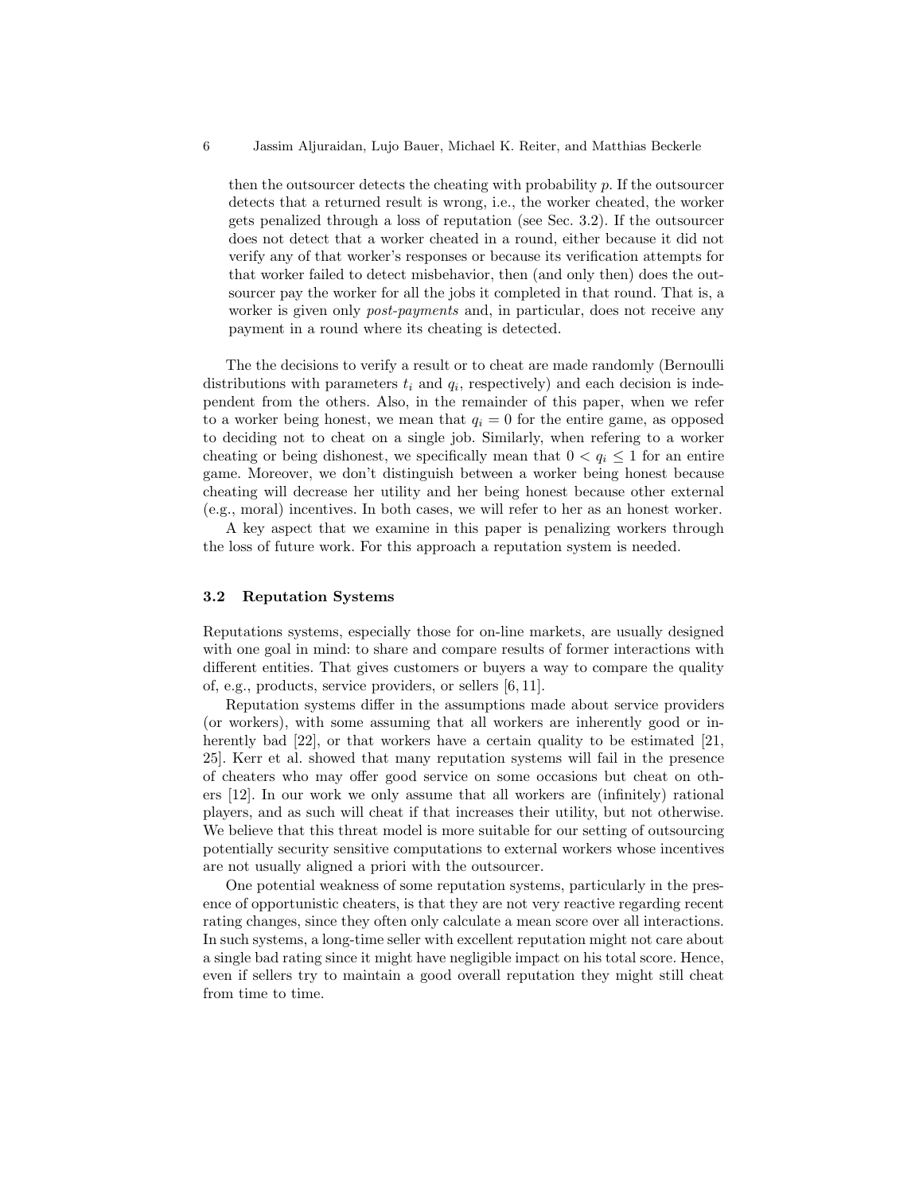then the outsourcer detects the cheating with probability $p$. If the outsourcer detects that a returned result is wrong, i.e., the worker cheated, the worker gets penalized through a loss of reputation (see Sec. 3.2). If the outsourcer does not detect that a worker cheated in a round, either because it did not verify any of that worker's responses or because its verification attempts for that worker failed to detect misbehavior, then (and only then) does the outsourcer pay the worker for all the jobs it completed in that round. That is, a worker is given only *post-payments* and, in particular, does not receive any payment in a round where its cheating is detected.

The the decisions to verify a result or to cheat are made randomly (Bernoulli distributions with parameters $t_i$ and $q_i$, respectively) and each decision is independent from the others. Also, in the remainder of this paper, when we refer to a worker being honest, we mean that $q_i = 0$ for the entire game, as opposed to deciding not to cheat on a single job. Similarly, when refering to a worker cheating or being dishonest, we specifically mean that $0 < q_i \leq 1$ for an entire game. Moreover, we don't distinguish between a worker being honest because cheating will decrease her utility and her being honest because other external (e.g., moral) incentives. In both cases, we will refer to her as an honest worker.

A key aspect that we examine in this paper is penalizing workers through the loss of future work. For this approach a reputation system is needed.

### 3.2 Reputation Systems

Reputations systems, especially those for on-line markets, are usually designed with one goal in mind: to share and compare results of former interactions with different entities. That gives customers or buyers a way to compare the quality of, e.g., products, service providers, or sellers [6, 11].

Reputation systems differ in the assumptions made about service providers (or workers), with some assuming that all workers are inherently good or inherently bad [22], or that workers have a certain quality to be estimated [21, 25]. Kerr et al. showed that many reputation systems will fail in the presence of cheaters who may offer good service on some occasions but cheat on others [12]. In our work we only assume that all workers are (infinitely) rational players, and as such will cheat if that increases their utility, but not otherwise. We believe that this threat model is more suitable for our setting of outsourcing potentially security sensitive computations to external workers whose incentives are not usually aligned a priori with the outsourcer.

One potential weakness of some reputation systems, particularly in the presence of opportunistic cheaters, is that they are not very reactive regarding recent rating changes, since they often only calculate a mean score over all interactions. In such systems, a long-time seller with excellent reputation might not care about a single bad rating since it might have negligible impact on his total score. Hence, even if sellers try to maintain a good overall reputation they might still cheat from time to time.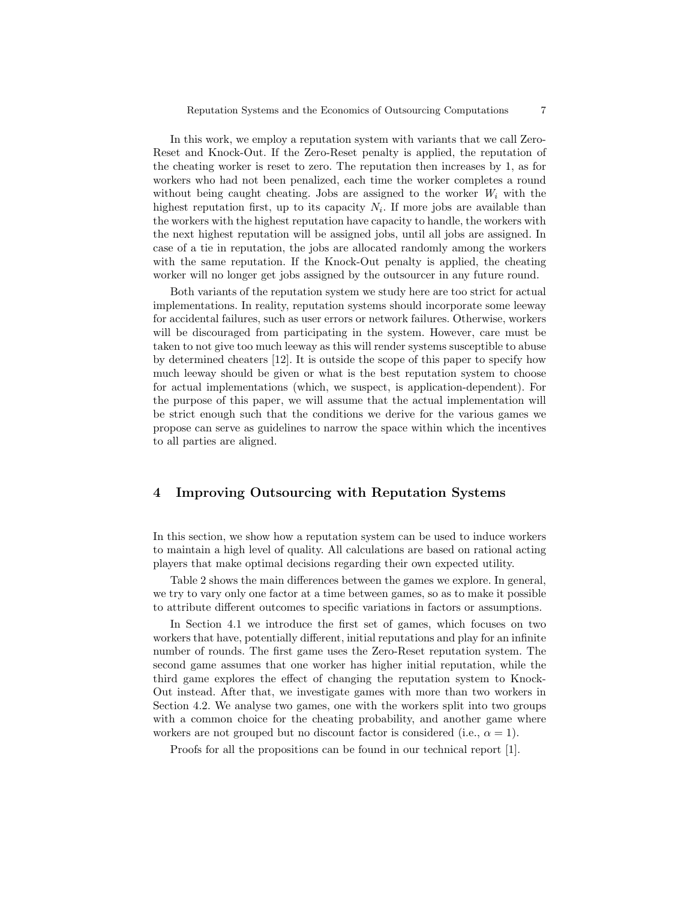In this work, we employ a reputation system with variants that we call Zero-Reset and Knock-Out. If the Zero-Reset penalty is applied, the reputation of the cheating worker is reset to zero. The reputation then increases by 1, as for workers who had not been penalized, each time the worker completes a round without being caught cheating. Jobs are assigned to the worker $W_i$ with the highest reputation first, up to its capacity $N_i$. If more jobs are available than the workers with the highest reputation have capacity to handle, the workers with the next highest reputation will be assigned jobs, until all jobs are assigned. In case of a tie in reputation, the jobs are allocated randomly among the workers with the same reputation. If the Knock-Out penalty is applied, the cheating worker will no longer get jobs assigned by the outsourcer in any future round.

Both variants of the reputation system we study here are too strict for actual implementations. In reality, reputation systems should incorporate some leeway for accidental failures, such as user errors or network failures. Otherwise, workers will be discouraged from participating in the system. However, care must be taken to not give too much leeway as this will render systems susceptible to abuse by determined cheaters [12]. It is outside the scope of this paper to specify how much leeway should be given or what is the best reputation system to choose for actual implementations (which, we suspect, is application-dependent). For the purpose of this paper, we will assume that the actual implementation will be strict enough such that the conditions we derive for the various games we propose can serve as guidelines to narrow the space within which the incentives to all parties are aligned.

## 4 Improving Outsourcing with Reputation Systems

In this section, we show how a reputation system can be used to induce workers to maintain a high level of quality. All calculations are based on rational acting players that make optimal decisions regarding their own expected utility.

Table 2 shows the main differences between the games we explore. In general, we try to vary only one factor at a time between games, so as to make it possible to attribute different outcomes to specific variations in factors or assumptions.

In Section 4.1 we introduce the first set of games, which focuses on two workers that have, potentially different, initial reputations and play for an infinite number of rounds. The first game uses the Zero-Reset reputation system. The second game assumes that one worker has higher initial reputation, while the third game explores the effect of changing the reputation system to Knock-Out instead. After that, we investigate games with more than two workers in Section 4.2. We analyse two games, one with the workers split into two groups with a common choice for the cheating probability, and another game where workers are not grouped but no discount factor is considered (i.e., $\alpha = 1$).

Proofs for all the propositions can be found in our technical report [1].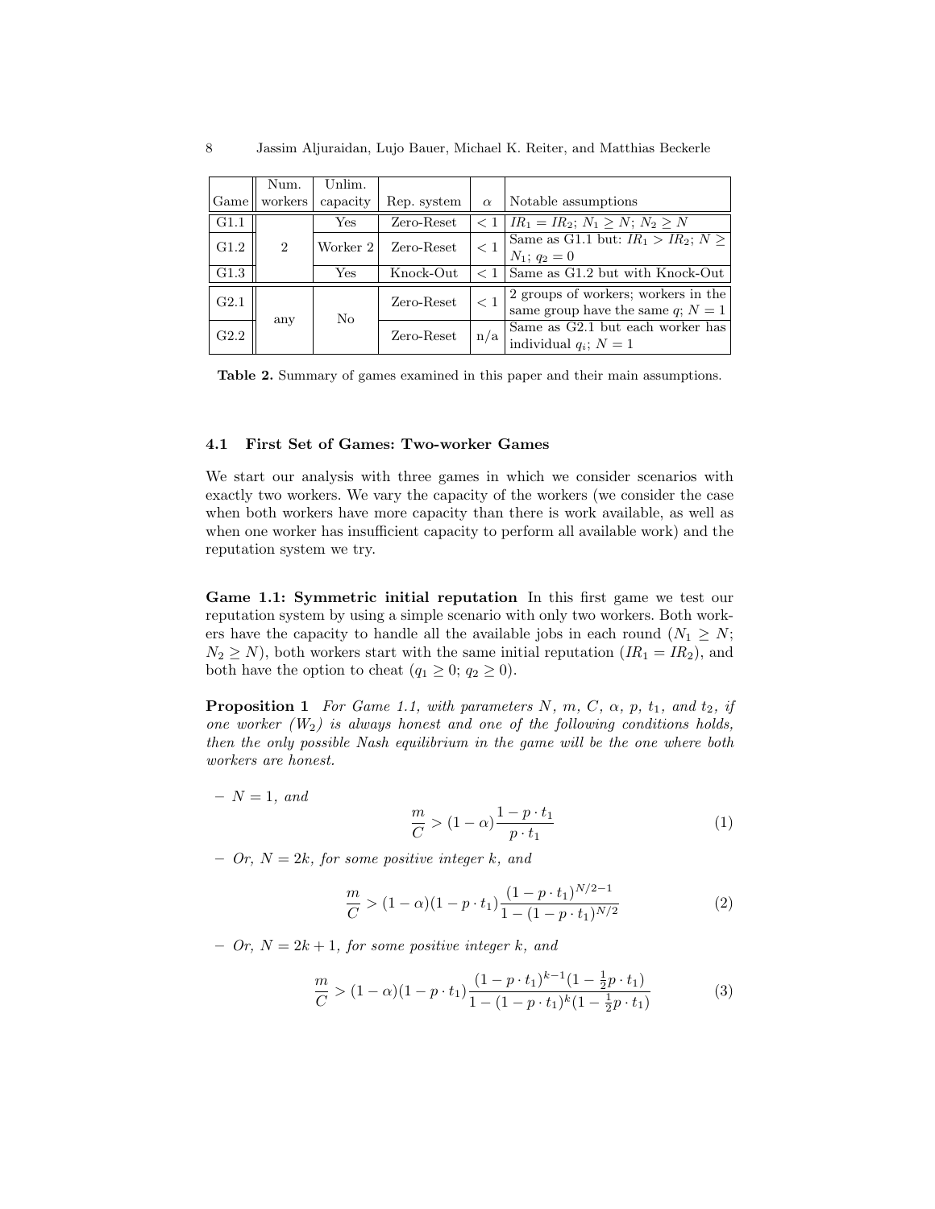| Game | Num. workers | Unlim. capacity | Rep. system | $\alpha$ | Notable assumptions |
|---|---|---|---|---|---|
| G1.1 | 2 | Yes | Zero-Reset | $< 1$ | $IR_1 = IR_2$; $N_1 \geq N$; $N_2 \geq N$ |
| G1.2 | | Worker 2 | Zero-Reset | $< 1$ | Same as G1.1 but: $IR_1 > IR_2$; $N \geq N_1$; $q_2 = 0$ |
| G1.3 | | Yes | Knock-Out | $< 1$ | Same as G1.2 but with Knock-Out |
| G2.1 | any | No | Zero-Reset | $< 1$ | 2 groups of workers; workers in the same group have the same $q$; $N = 1$ |
| G2.2 | | | Zero-Reset | n/a | Same as G2.1 but each worker has individual $q_i$; $N = 1$ |

**Table 2.** Summary of games examined in this paper and their main assumptions.

### 4.1 First Set of Games: Two-worker Games

We start our analysis with three games in which we consider scenarios with exactly two workers. We vary the capacity of the workers (we consider the case when both workers have more capacity than there is work available, as well as when one worker has insufficient capacity to perform all available work) and the reputation system we try.

**Game 1.1: Symmetric initial reputation** In this first game we test our reputation system by using a simple scenario with only two workers. Both workers have the capacity to handle all the available jobs in each round ($N_1 \geq N$; $N_2 \geq N$), both workers start with the same initial reputation ($IR_1 = IR_2$), and both have the option to cheat ($q_1 \geq 0$; $q_2 \geq 0$).

**Proposition 1** *For Game 1.1, with parameters $N$, $m$, $C$, $\alpha$, $p$, $t_1$, and $t_2$, if one worker ($W_2$) is always honest and one of the following conditions holds, then the only possible Nash equilibrium in the game will be the one where both workers are honest.*

– *$N = 1$, and*

$$\frac{m}{C} > (1 - \alpha)\frac{1 - p \cdot t_1}{p \cdot t_1} \tag{1}$$

– *Or, $N = 2k$, for some positive integer $k$, and*

$$\frac{m}{C} > (1 - \alpha)(1 - p \cdot t_1)\frac{(1 - p \cdot t_1)^{N/2-1}}{1 - (1 - p \cdot t_1)^{N/2}} \tag{2}$$

– *Or, $N = 2k + 1$, for some positive integer $k$, and*

$$\frac{m}{C} > (1 - \alpha)(1 - p \cdot t_1)\frac{(1 - p \cdot t_1)^{k-1}(1 - \frac{1}{2}p \cdot t_1)}{1 - (1 - p \cdot t_1)^{k}(1 - \frac{1}{2}p \cdot t_1)} \tag{3}$$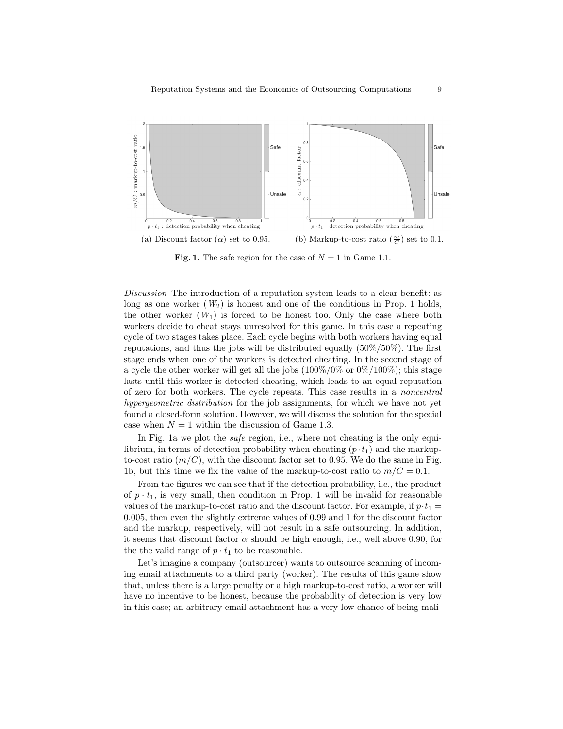(a) Discount factor ($\alpha$) set to 0.95.

(b) Markup-to-cost ratio ($\frac{m}{C}$) set to 0.1.

**Fig. 1.** The safe region for the case of $N = 1$ in Game 1.1.

*Discussion* The introduction of a reputation system leads to a clear benefit: as long as one worker ($W_2$) is honest and one of the conditions in Prop. 1 holds, the other worker ($W_1$) is forced to be honest too. Only the case where both workers decide to cheat stays unresolved for this game. In this case a repeating cycle of two stages takes place. Each cycle begins with both workers having equal reputations, and thus the jobs will be distributed equally (50%/50%). The first stage ends when one of the workers is detected cheating. In the second stage of a cycle the other worker will get all the jobs (100%/0% or 0%/100%); this stage lasts until this worker is detected cheating, which leads to an equal reputation of zero for both workers. The cycle repeats. This case results in a *noncentral hypergeometric distribution* for the job assignments, for which we have not yet found a closed-form solution. However, we will discuss the solution for the special case when $N = 1$ within the discussion of Game 1.3.

In Fig. 1a we plot the *safe* region, i.e., where not cheating is the only equilibrium, in terms of detection probability when cheating ($p \cdot t_1$) and the markup-to-cost ratio ($m/C$), with the discount factor set to 0.95. We do the same in Fig. 1b, but this time we fix the value of the markup-to-cost ratio to $m/C = 0.1$.

From the figures we can see that if the detection probability, i.e., the product of $p \cdot t_1$, is very small, then condition in Prop. 1 will be invalid for reasonable values of the markup-to-cost ratio and the discount factor. For example, if $p \cdot t_1 = 0.005$, then even the slightly extreme values of 0.99 and 1 for the discount factor and the markup, respectively, will not result in a safe outsourcing. In addition, it seems that discount factor $\alpha$ should be high enough, i.e., well above 0.90, for the the valid range of $p \cdot t_1$ to be reasonable.

Let's imagine a company (outsourcer) wants to outsource scanning of incoming email attachments to a third party (worker). The results of this game show that, unless there is a large penalty or a high markup-to-cost ratio, a worker will have no incentive to be honest, because the probability of detection is very low in this case; an arbitrary email attachment has a very low chance of being mali-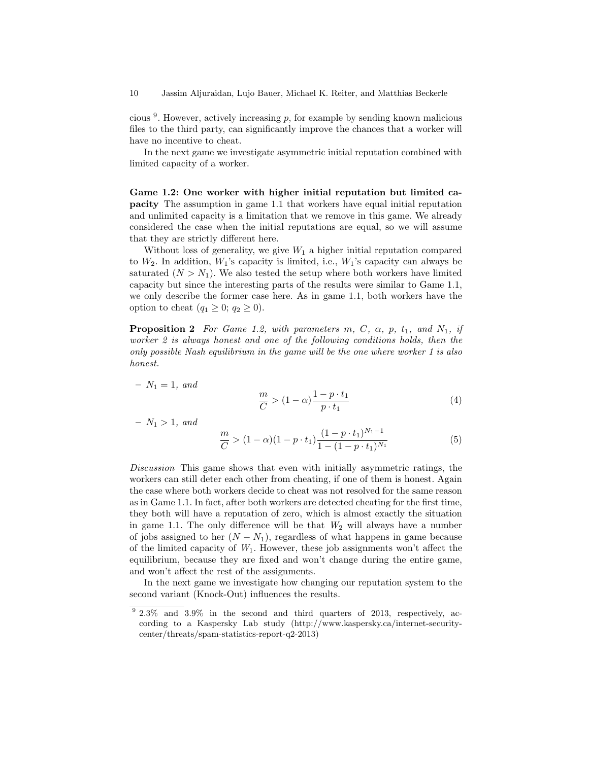cious [9]. However, actively increasing $p$, for example by sending known malicious files to the third party, can significantly improve the chances that a worker will have no incentive to cheat.

In the next game we investigate asymmetric initial reputation combined with limited capacity of a worker.

**Game 1.2: One worker with higher initial reputation but limited capacity** The assumption in game 1.1 that workers have equal initial reputation and unlimited capacity is a limitation that we remove in this game. We already considered the case when the initial reputations are equal, so we will assume that they are strictly different here.

Without loss of generality, we give $W_1$ a higher initial reputation compared to $W_2$. In addition, $W_1$'s capacity is limited, i.e., $W_1$'s capacity can always be saturated ($N > N_1$). We also tested the setup where both workers have limited capacity but since the interesting parts of the results were similar to Game 1.1, we only describe the former case here. As in game 1.1, both workers have the option to cheat ($q_1 \geq 0$; $q_2 \geq 0$).

**Proposition 2** *For Game 1.2, with parameters $m$, $C$, $\alpha$, $p$, $t_1$, and $N_1$, if worker 2 is always honest and one of the following conditions holds, then the only possible Nash equilibrium in the game will be the one where worker 1 is also honest.*

– $N_1 = 1$, *and*

$$\frac{m}{C} > (1 - \alpha)\frac{1 - p \cdot t_1}{p \cdot t_1} \tag{4}$$

– $N_1 > 1$, *and*

$$\frac{m}{C} > (1 - \alpha)(1 - p \cdot t_1)\frac{(1 - p \cdot t_1)^{N_1 - 1}}{1 - (1 - p \cdot t_1)^{N_1}} \tag{5}$$

*Discussion* This game shows that even with initially asymmetric ratings, the workers can still deter each other from cheating, if one of them is honest. Again the case where both workers decide to cheat was not resolved for the same reason as in Game 1.1. In fact, after both workers are detected cheating for the first time, they both will have a reputation of zero, which is almost exactly the situation in game 1.1. The only difference will be that $W_2$ will always have a number of jobs assigned to her ($N - N_1$), regardless of what happens in game because of the limited capacity of $W_1$. However, these job assignments won't affect the equilibrium, because they are fixed and won't change during the entire game, and won't affect the rest of the assignments.

In the next game we investigate how changing our reputation system to the second variant (Knock-Out) influences the results.

[9] 2.3% and 3.9% in the second and third quarters of 2013, respectively, according to a Kaspersky Lab study (http://www.kaspersky.ca/internet-security-center/threats/spam-statistics-report-q2-2013)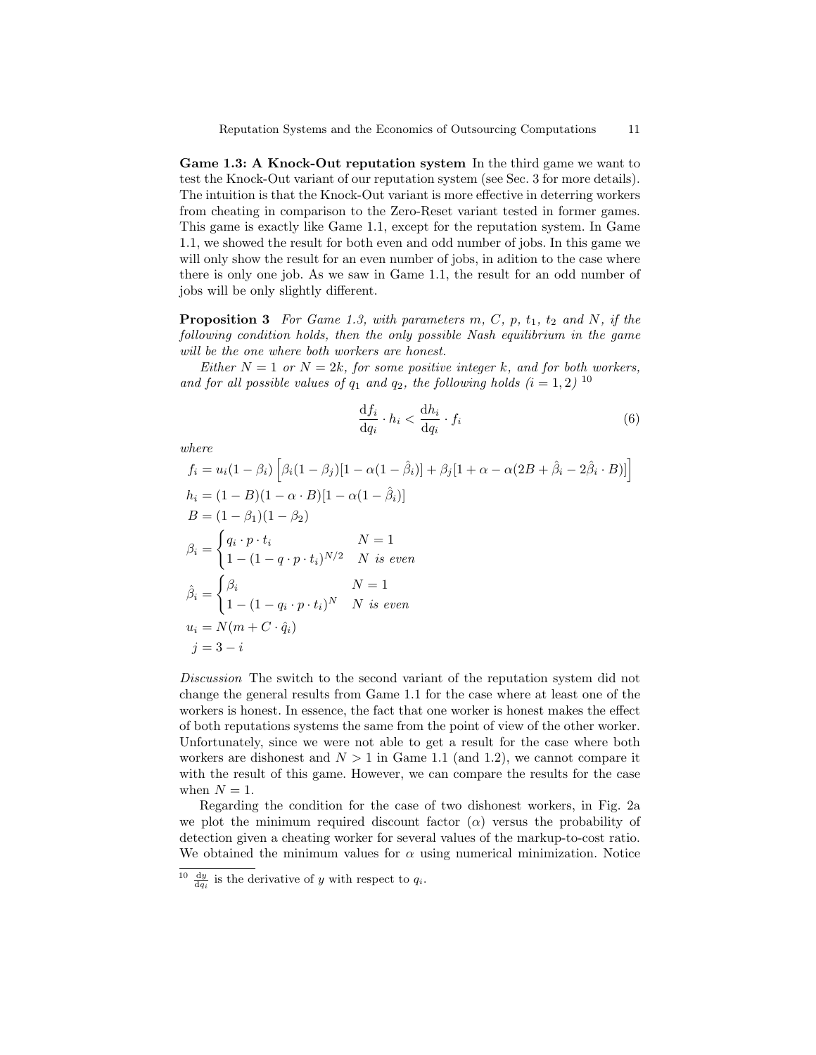**Game 1.3: A Knock-Out reputation system** In the third game we want to test the Knock-Out variant of our reputation system (see Sec. 3 for more details). The intuition is that the Knock-Out variant is more effective in deterring workers from cheating in comparison to the Zero-Reset variant tested in former games. This game is exactly like Game 1.1, except for the reputation system. In Game 1.1, we showed the result for both even and odd number of jobs. In this game we will only show the result for an even number of jobs, in adition to the case where there is only one job. As we saw in Game 1.1, the result for an odd number of jobs will be only slightly different.

**Proposition 3** *For Game 1.3, with parameters $m$, $C$, $p$, $t_1$, $t_2$ and $N$, if the following condition holds, then the only possible Nash equilibrium in the game will be the one where both workers are honest.*

*Either $N = 1$ or $N = 2k$, for some positive integer $k$, and for both workers, and for all possible values of $q_1$ and $q_2$, the following holds ($i = 1, 2$)* [10]

$$\frac{\mathrm{d}f_i}{\mathrm{d}q_i} \cdot h_i < \frac{\mathrm{d}h_i}{\mathrm{d}q_i} \cdot f_i \tag{6}$$

*where*

$$f_i = u_i(1 - \beta_i)\left[\beta_i(1 - \beta_j)[1 - \alpha(1 - \hat{\beta}_i)] + \beta_j[1 + \alpha - \alpha(2B + \hat{\beta}_i - 2\hat{\beta}_i \cdot B)]\right]$$

$$h_i = (1 - B)(1 - \alpha \cdot B)[1 - \alpha(1 - \hat{\beta}_i)]$$

$$B = (1 - \beta_1)(1 - \beta_2)$$

$$\beta_i = \begin{cases} q_i \cdot p \cdot t_i & N = 1 \\ 1 - (1 - q \cdot p \cdot t_i)^{N/2} & N \text{ is even} \end{cases}$$

$$\hat{\beta}_i = \begin{cases} \beta_i & N = 1 \\ 1 - (1 - q_i \cdot p \cdot t_i)^N & N \text{ is even} \end{cases}$$

$$u_i = N(m + C \cdot \hat{q}_i)$$

$$j = 3 - i$$

*Discussion* The switch to the second variant of the reputation system did not change the general results from Game 1.1 for the case where at least one of the workers is honest. In essence, the fact that one worker is honest makes the effect of both reputations systems the same from the point of view of the other worker. Unfortunately, since we were not able to get a result for the case where both workers are dishonest and $N > 1$ in Game 1.1 (and 1.2), we cannot compare it with the result of this game. However, we can compare the results for the case when $N = 1$.

Regarding the condition for the case of two dishonest workers, in Fig. 2a we plot the minimum required discount factor ($\alpha$) versus the probability of detection given a cheating worker for several values of the markup-to-cost ratio. We obtained the minimum values for $\alpha$ using numerical minimization. Notice

---

[10] $\frac{\mathrm{d}y}{\mathrm{d}q_i}$ is the derivative of $y$ with respect to $q_i$.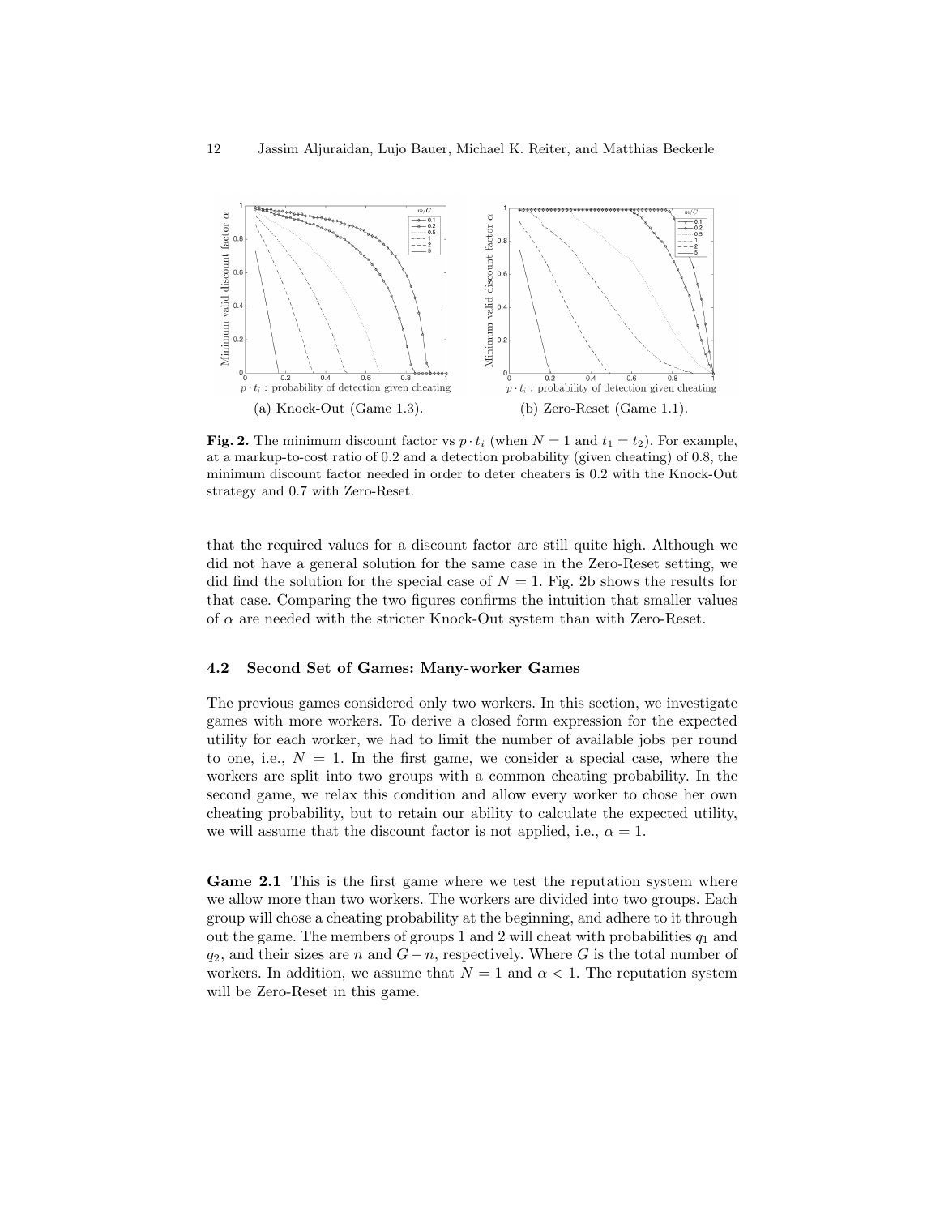(a) Knock-Out (Game 1.3).

(b) Zero-Reset (Game 1.1).

**Fig. 2.** The minimum discount factor vs $p \cdot t_i$ (when $N = 1$ and $t_1 = t_2$). For example, at a markup-to-cost ratio of 0.2 and a detection probability (given cheating) of 0.8, the minimum discount factor needed in order to deter cheaters is 0.2 with the Knock-Out strategy and 0.7 with Zero-Reset.

that the required values for a discount factor are still quite high. Although we did not have a general solution for the same case in the Zero-Reset setting, we did find the solution for the special case of $N = 1$. Fig. 2b shows the results for that case. Comparing the two figures confirms the intuition that smaller values of $\alpha$ are needed with the stricter Knock-Out system than with Zero-Reset.

### 4.2 Second Set of Games: Many-worker Games

The previous games considered only two workers. In this section, we investigate games with more workers. To derive a closed form expression for the expected utility for each worker, we had to limit the number of available jobs per round to one, i.e., $N = 1$. In the first game, we consider a special case, where the workers are split into two groups with a common cheating probability. In the second game, we relax this condition and allow every worker to chose her own cheating probability, but to retain our ability to calculate the expected utility, we will assume that the discount factor is not applied, i.e., $\alpha = 1$.

**Game 2.1** This is the first game where we test the reputation system where we allow more than two workers. The workers are divided into two groups. Each group will chose a cheating probability at the beginning, and adhere to it through out the game. The members of groups 1 and 2 will cheat with probabilities $q_1$ and $q_2$, and their sizes are $n$ and $G - n$, respectively. Where $G$ is the total number of workers. In addition, we assume that $N = 1$ and $\alpha < 1$. The reputation system will be Zero-Reset in this game.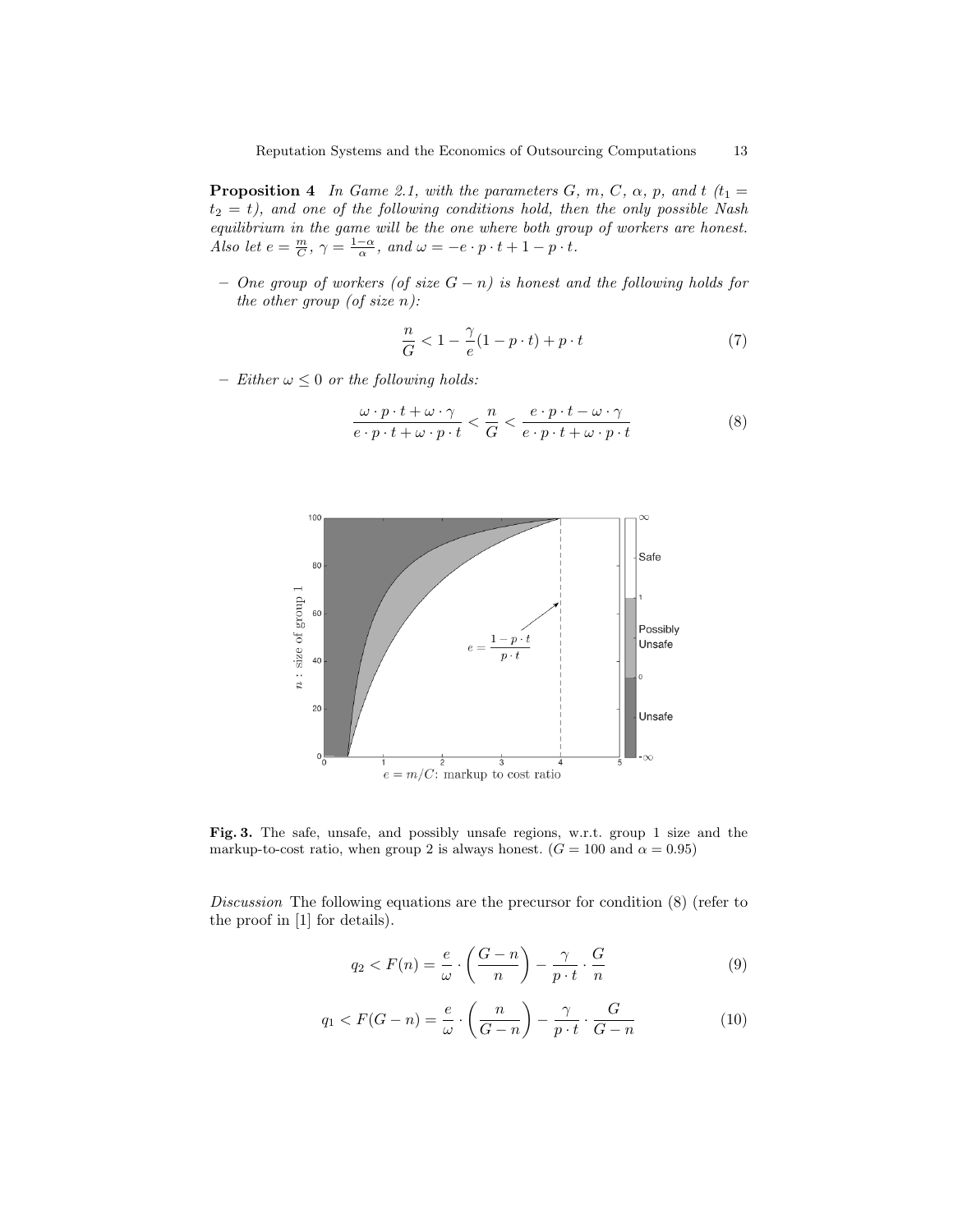**Proposition 4** *In Game 2.1, with the parameters $G$, $m$, $C$, $\alpha$, $p$, and $t$ ($t_1 = t_2 = t$), and one of the following conditions hold, then the only possible Nash equilibrium in the game will be the one where both group of workers are honest. Also let $e = \frac{m}{C}$, $\gamma = \frac{1-\alpha}{\alpha}$, and $\omega = -e \cdot p \cdot t + 1 - p \cdot t$.*

- *One group of workers (of size $G - n$) is honest and the following holds for the other group (of size $n$):*

$$\frac{n}{G} < 1 - \frac{\gamma}{e}(1 - p \cdot t) + p \cdot t \tag{7}$$

- *Either $\omega \leq 0$ or the following holds:*

$$\frac{\omega \cdot p \cdot t + \omega \cdot \gamma}{e \cdot p \cdot t + \omega \cdot p \cdot t} < \frac{n}{G} < \frac{e \cdot p \cdot t - \omega \cdot \gamma}{e \cdot p \cdot t + \omega \cdot p \cdot t} \tag{8}$$

**Fig. 3.** The safe, unsafe, and possibly unsafe regions, w.r.t. group 1 size and the markup-to-cost ratio, when group 2 is always honest. ($G = 100$ and $\alpha = 0.95$)

*Discussion* The following equations are the precursor for condition (8) (refer to the proof in [1] for details).

$$q_2 < F(n) = \frac{e}{\omega} \cdot \left(\frac{G-n}{n}\right) - \frac{\gamma}{p \cdot t} \cdot \frac{G}{n} \tag{9}$$

$$q_1 < F(G-n) = \frac{e}{\omega} \cdot \left(\frac{n}{G-n}\right) - \frac{\gamma}{p \cdot t} \cdot \frac{G}{G-n} \tag{10}$$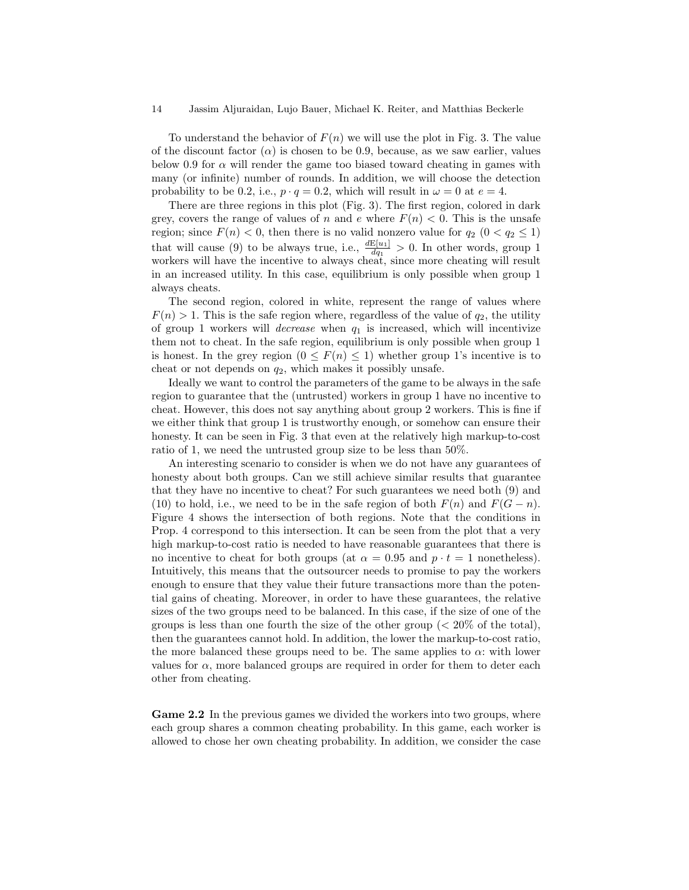To understand the behavior of $F(n)$ we will use the plot in Fig. 3. The value of the discount factor ($\alpha$) is chosen to be 0.9, because, as we saw earlier, values below 0.9 for $\alpha$ will render the game too biased toward cheating in games with many (or infinite) number of rounds. In addition, we will choose the detection probability to be 0.2, i.e., $p \cdot q = 0.2$, which will result in $\omega = 0$ at $e = 4$.

There are three regions in this plot (Fig. 3). The first region, colored in dark grey, covers the range of values of $n$ and $e$ where $F(n) < 0$. This is the unsafe region; since $F(n) < 0$, then there is no valid nonzero value for $q_2$ ($0 < q_2 \leq 1$) that will cause (9) to be always true, i.e., $\frac{d\mathrm{E}[u_1]}{dq_1} > 0$. In other words, group 1 workers will have the incentive to always cheat, since more cheating will result in an increased utility. In this case, equilibrium is only possible when group 1 always cheats.

The second region, colored in white, represent the range of values where $F(n) > 1$. This is the safe region where, regardless of the value of $q_2$, the utility of group 1 workers will *decrease* when $q_1$ is increased, which will incentivize them not to cheat. In the safe region, equilibrium is only possible when group 1 is honest. In the grey region ($0 \leq F(n) \leq 1$) whether group 1's incentive is to cheat or not depends on $q_2$, which makes it possibly unsafe.

Ideally we want to control the parameters of the game to be always in the safe region to guarantee that the (untrusted) workers in group 1 have no incentive to cheat. However, this does not say anything about group 2 workers. This is fine if we either think that group 1 is trustworthy enough, or somehow can ensure their honesty. It can be seen in Fig. 3 that even at the relatively high markup-to-cost ratio of 1, we need the untrusted group size to be less than 50%.

An interesting scenario to consider is when we do not have any guarantees of honesty about both groups. Can we still achieve similar results that guarantee that they have no incentive to cheat? For such guarantees we need both (9) and (10) to hold, i.e., we need to be in the safe region of both $F(n)$ and $F(G - n)$. Figure 4 shows the intersection of both regions. Note that the conditions in Prop. 4 correspond to this intersection. It can be seen from the plot that a very high markup-to-cost ratio is needed to have reasonable guarantees that there is no incentive to cheat for both groups (at $\alpha = 0.95$ and $p \cdot t = 1$ nonetheless). Intuitively, this means that the outsourcer needs to promise to pay the workers enough to ensure that they value their future transactions more than the potential gains of cheating. Moreover, in order to have these guarantees, the relative sizes of the two groups need to be balanced. In this case, if the size of one of the groups is less than one fourth the size of the other group (< 20% of the total), then the guarantees cannot hold. In addition, the lower the markup-to-cost ratio, the more balanced these groups need to be. The same applies to $\alpha$: with lower values for $\alpha$, more balanced groups are required in order for them to deter each other from cheating.

**Game 2.2** In the previous games we divided the workers into two groups, where each group shares a common cheating probability. In this game, each worker is allowed to chose her own cheating probability. In addition, we consider the case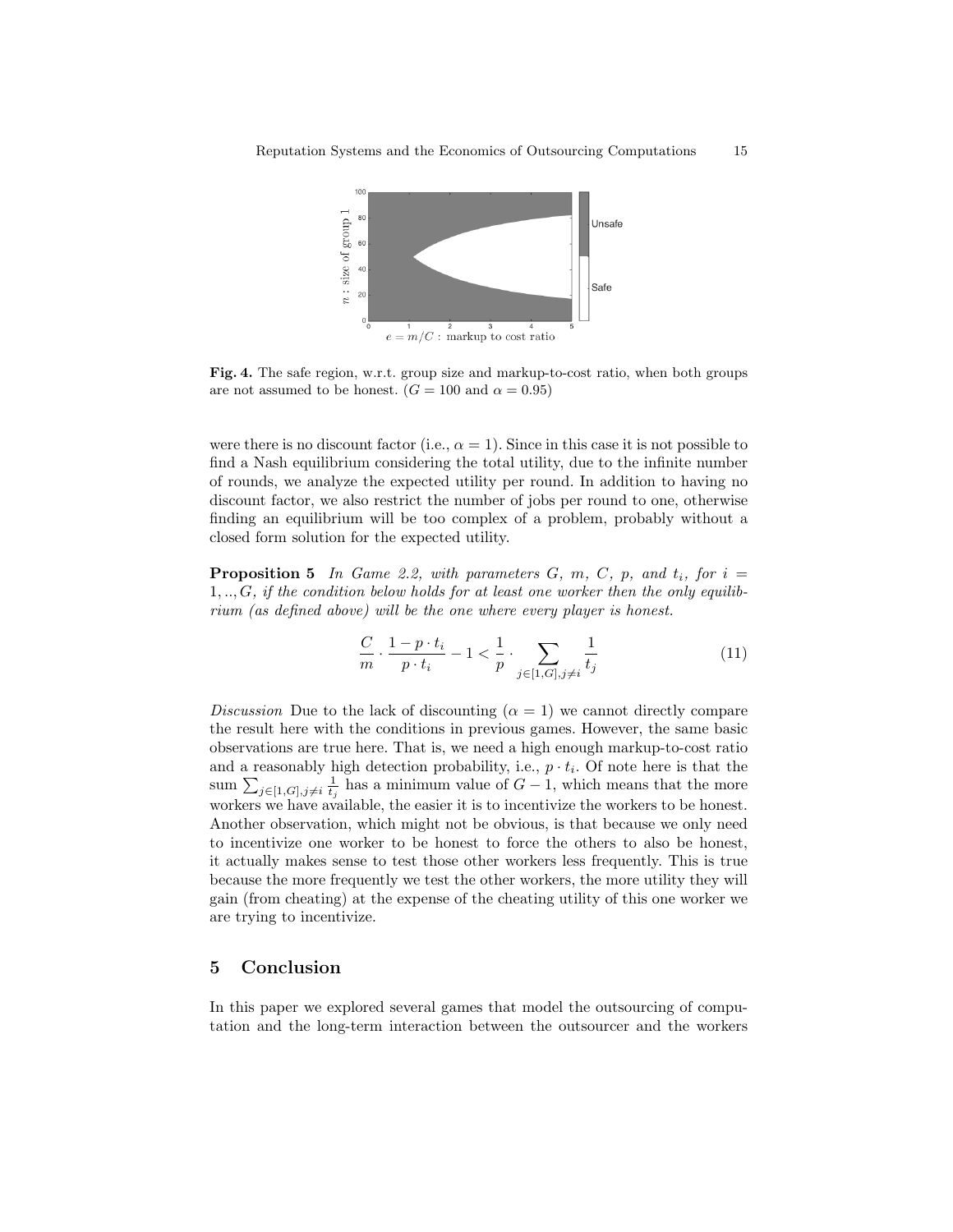**Fig. 4.** The safe region, w.r.t. group size and markup-to-cost ratio, when both groups are not assumed to be honest. ($G = 100$ and $\alpha = 0.95$)

were there is no discount factor (i.e., $\alpha = 1$). Since in this case it is not possible to find a Nash equilibrium considering the total utility, due to the infinite number of rounds, we analyze the expected utility per round. In addition to having no discount factor, we also restrict the number of jobs per round to one, otherwise finding an equilibrium will be too complex of a problem, probably without a closed form solution for the expected utility.

**Proposition 5** *In Game 2.2, with parameters $G$, $m$, $C$, $p$, and $t_i$, for $i = 1, .., G$, if the condition below holds for at least one worker then the only equilibrium (as defined above) will be the one where every player is honest.*

$$\frac{C}{m} \cdot \frac{1 - p \cdot t_i}{p \cdot t_i} - 1 < \frac{1}{p} \cdot \sum_{j \in [1,G], j \neq i} \frac{1}{t_j} \tag{11}$$

*Discussion* Due to the lack of discounting ($\alpha = 1$) we cannot directly compare the result here with the conditions in previous games. However, the same basic observations are true here. That is, we need a high enough markup-to-cost ratio and a reasonably high detection probability, i.e., $p \cdot t_i$. Of note here is that the sum $\sum_{j \in [1,G], j \neq i} \frac{1}{t_j}$ has a minimum value of $G - 1$, which means that the more workers we have available, the easier it is to incentivize the workers to be honest. Another observation, which might not be obvious, is that because we only need to incentivize one worker to be honest to force the others to also be honest, it actually makes sense to test those other workers less frequently. This is true because the more frequently we test the other workers, the more utility they will gain (from cheating) at the expense of the cheating utility of this one worker we are trying to incentivize.

## 5 Conclusion

In this paper we explored several games that model the outsourcing of computation and the long-term interaction between the outsourcer and the workers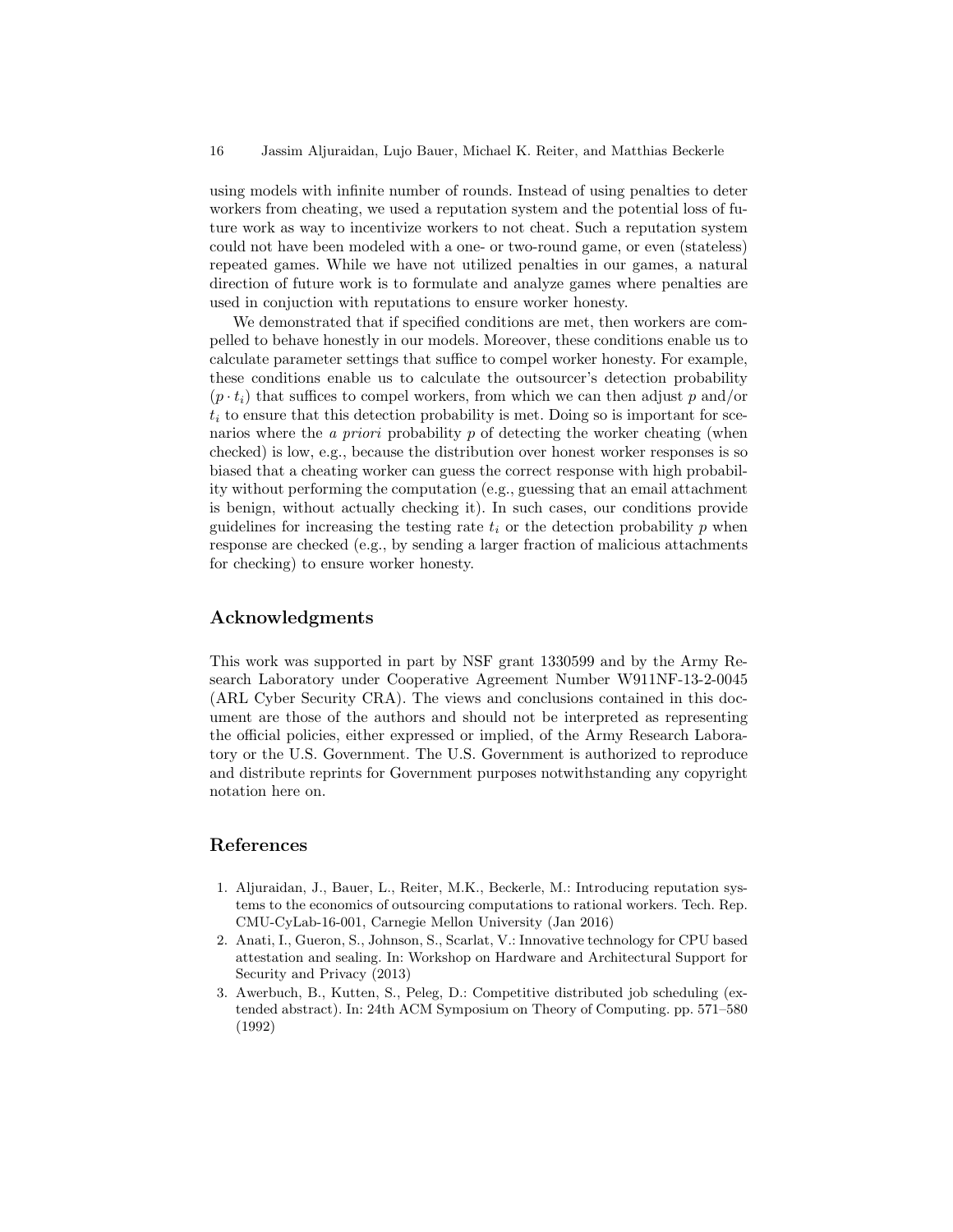using models with infinite number of rounds. Instead of using penalties to deter workers from cheating, we used a reputation system and the potential loss of future work as way to incentivize workers to not cheat. Such a reputation system could not have been modeled with a one- or two-round game, or even (stateless) repeated games. While we have not utilized penalties in our games, a natural direction of future work is to formulate and analyze games where penalties are used in conjuction with reputations to ensure worker honesty.

We demonstrated that if specified conditions are met, then workers are compelled to behave honestly in our models. Moreover, these conditions enable us to calculate parameter settings that suffice to compel worker honesty. For example, these conditions enable us to calculate the outsourcer's detection probability $(p \cdot t_i)$ that suffices to compel workers, from which we can then adjust $p$ and/or $t_i$ to ensure that this detection probability is met. Doing so is important for scenarios where the *a priori* probability $p$ of detecting the worker cheating (when checked) is low, e.g., because the distribution over honest worker responses is so biased that a cheating worker can guess the correct response with high probability without performing the computation (e.g., guessing that an email attachment is benign, without actually checking it). In such cases, our conditions provide guidelines for increasing the testing rate $t_i$ or the detection probability $p$ when response are checked (e.g., by sending a larger fraction of malicious attachments for checking) to ensure worker honesty.

## Acknowledgments

This work was supported in part by NSF grant 1330599 and by the Army Research Laboratory under Cooperative Agreement Number W911NF-13-2-0045 (ARL Cyber Security CRA). The views and conclusions contained in this document are those of the authors and should not be interpreted as representing the official policies, either expressed or implied, of the Army Research Laboratory or the U.S. Government. The U.S. Government is authorized to reproduce and distribute reprints for Government purposes notwithstanding any copyright notation here on.

## References

1. Aljuraidan, J., Bauer, L., Reiter, M.K., Beckerle, M.: Introducing reputation systems to the economics of outsourcing computations to rational workers. Tech. Rep. CMU-CyLab-16-001, Carnegie Mellon University (Jan 2016)
2. Anati, I., Gueron, S., Johnson, S., Scarlat, V.: Innovative technology for CPU based attestation and sealing. In: Workshop on Hardware and Architectural Support for Security and Privacy (2013)
3. Awerbuch, B., Kutten, S., Peleg, D.: Competitive distributed job scheduling (extended abstract). In: 24th ACM Symposium on Theory of Computing. pp. 571–580 (1992)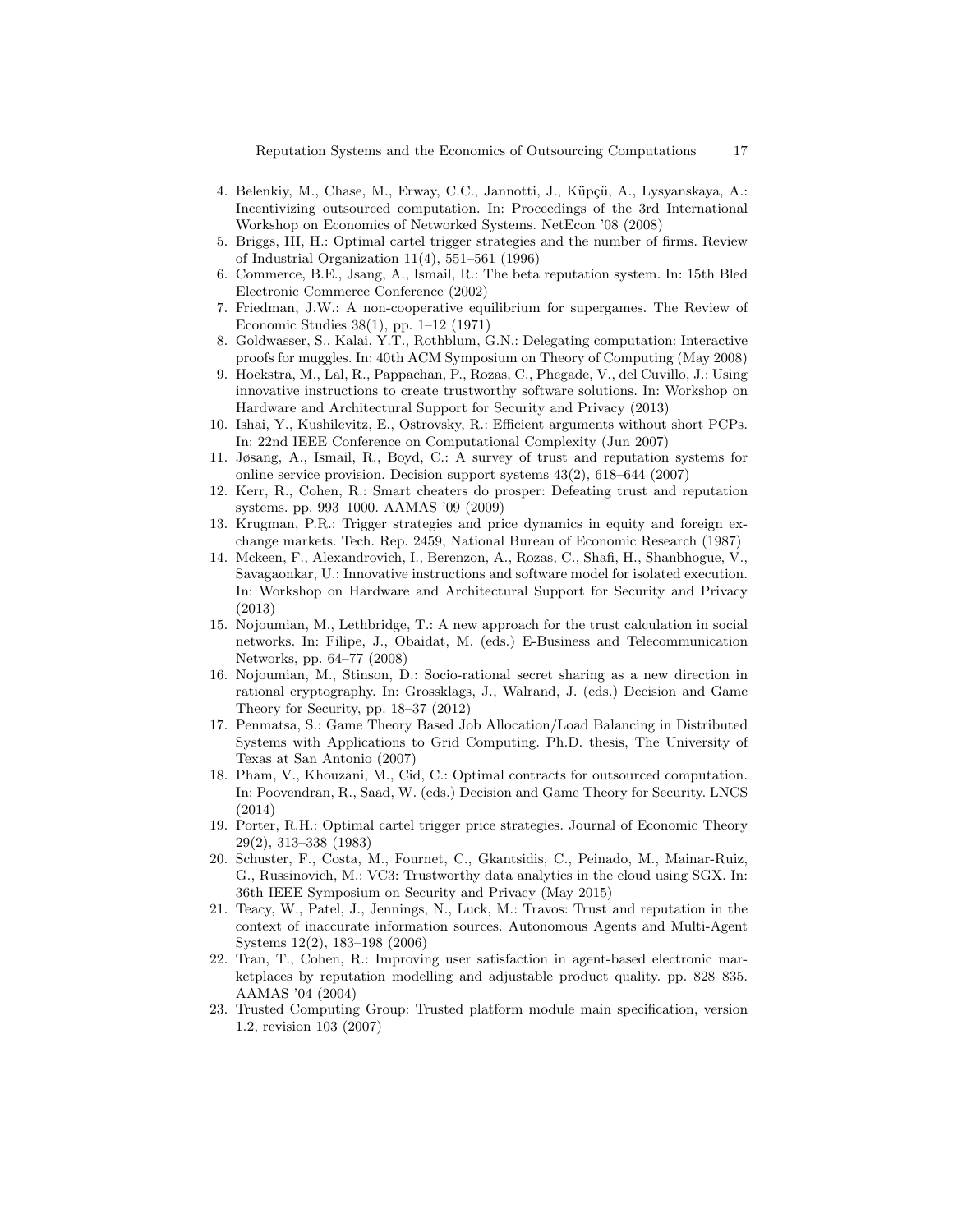4. Belenkiy, M., Chase, M., Erway, C.C., Jannotti, J., Küpçü, A., Lysyanskaya, A.: Incentivizing outsourced computation. In: Proceedings of the 3rd International Workshop on Economics of Networked Systems. NetEcon '08 (2008)
5. Briggs, III, H.: Optimal cartel trigger strategies and the number of firms. Review of Industrial Organization 11(4), 551–561 (1996)
6. Commerce, B.E., Jsang, A., Ismail, R.: The beta reputation system. In: 15th Bled Electronic Commerce Conference (2002)
7. Friedman, J.W.: A non-cooperative equilibrium for supergames. The Review of Economic Studies 38(1), pp. 1–12 (1971)
8. Goldwasser, S., Kalai, Y.T., Rothblum, G.N.: Delegating computation: Interactive proofs for muggles. In: 40th ACM Symposium on Theory of Computing (May 2008)
9. Hoekstra, M., Lal, R., Pappachan, P., Rozas, C., Phegade, V., del Cuvillo, J.: Using innovative instructions to create trustworthy software solutions. In: Workshop on Hardware and Architectural Support for Security and Privacy (2013)
10. Ishai, Y., Kushilevitz, E., Ostrovsky, R.: Efficient arguments without short PCPs. In: 22nd IEEE Conference on Computational Complexity (Jun 2007)
11. Jøsang, A., Ismail, R., Boyd, C.: A survey of trust and reputation systems for online service provision. Decision support systems 43(2), 618–644 (2007)
12. Kerr, R., Cohen, R.: Smart cheaters do prosper: Defeating trust and reputation systems. pp. 993–1000. AAMAS '09 (2009)
13. Krugman, P.R.: Trigger strategies and price dynamics in equity and foreign exchange markets. Tech. Rep. 2459, National Bureau of Economic Research (1987)
14. Mckeen, F., Alexandrovich, I., Berenzon, A., Rozas, C., Shafi, H., Shanbhogue, V., Savagaonkar, U.: Innovative instructions and software model for isolated execution. In: Workshop on Hardware and Architectural Support for Security and Privacy (2013)
15. Nojoumian, M., Lethbridge, T.: A new approach for the trust calculation in social networks. In: Filipe, J., Obaidat, M. (eds.) E-Business and Telecommunication Networks, pp. 64–77 (2008)
16. Nojoumian, M., Stinson, D.: Socio-rational secret sharing as a new direction in rational cryptography. In: Grossklags, J., Walrand, J. (eds.) Decision and Game Theory for Security, pp. 18–37 (2012)
17. Penmatsa, S.: Game Theory Based Job Allocation/Load Balancing in Distributed Systems with Applications to Grid Computing. Ph.D. thesis, The University of Texas at San Antonio (2007)
18. Pham, V., Khouzani, M., Cid, C.: Optimal contracts for outsourced computation. In: Poovendran, R., Saad, W. (eds.) Decision and Game Theory for Security. LNCS (2014)
19. Porter, R.H.: Optimal cartel trigger price strategies. Journal of Economic Theory 29(2), 313–338 (1983)
20. Schuster, F., Costa, M., Fournet, C., Gkantsidis, C., Peinado, M., Mainar-Ruiz, G., Russinovich, M.: VC3: Trustworthy data analytics in the cloud using SGX. In: 36th IEEE Symposium on Security and Privacy (May 2015)
21. Teacy, W., Patel, J., Jennings, N., Luck, M.: Travos: Trust and reputation in the context of inaccurate information sources. Autonomous Agents and Multi-Agent Systems 12(2), 183–198 (2006)
22. Tran, T., Cohen, R.: Improving user satisfaction in agent-based electronic marketplaces by reputation modelling and adjustable product quality. pp. 828–835. AAMAS '04 (2004)
23. Trusted Computing Group: Trusted platform module main specification, version 1.2, revision 103 (2007)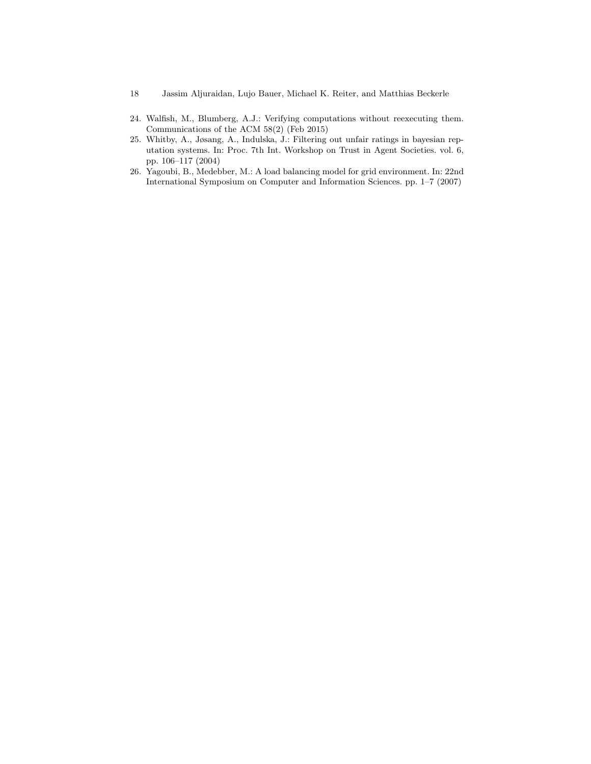24. Walfish, M., Blumberg, A.J.: Verifying computations without reexecuting them. Communications of the ACM 58(2) (Feb 2015)
25. Whitby, A., Jøsang, A., Indulska, J.: Filtering out unfair ratings in bayesian reputation systems. In: Proc. 7th Int. Workshop on Trust in Agent Societies. vol. 6, pp. 106–117 (2004)
26. Yagoubi, B., Medebber, M.: A load balancing model for grid environment. In: 22nd International Symposium on Computer and Information Sciences. pp. 1–7 (2007)